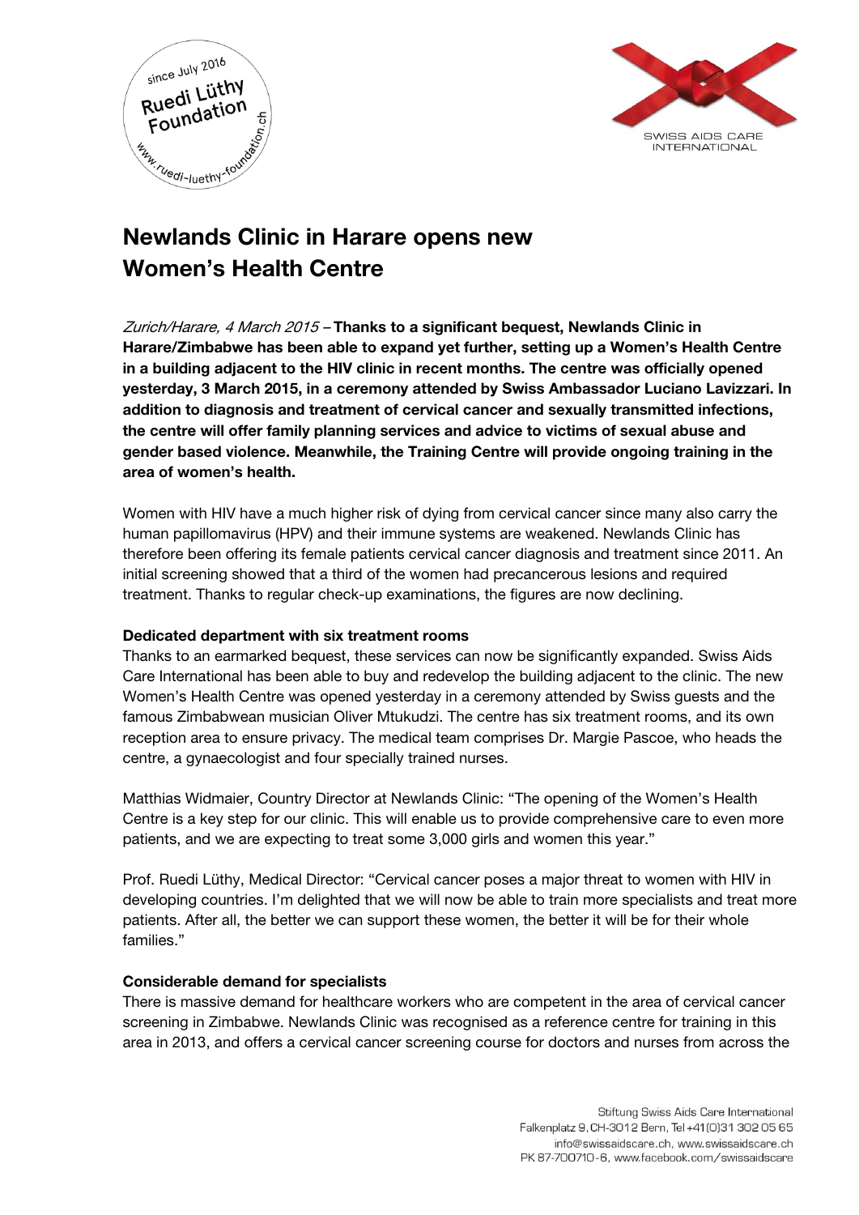# Newlands Clinic in Harare opens new Women's Health Centre

*Zurich/Harare, 4 March 2015* – **Thanks to a significant bequest, Newlands Clinic in Harare/Zimbabwe has been able to expand yet further, setting up a Women's Health Centre in a building adjacent to the HIV clinic in recent months. The centre was officially opened yesterday, 3 March 2015, in a ceremony attended by Swiss Ambassador Luciano Lavizzari. In addition to diagnosis and treatment of cervical cancer and sexually transmitted infections, the centre will offer family planning services and advice to victims of sexual abuse and gender based violence. Meanwhile, the Training Centre will provide ongoing training in the area of women's health.**

Women with HIV have a much higher risk of dying from cervical cancer since many also carry the human papillomavirus (HPV) and their immune systems are weakened. Newlands Clinic has therefore been offering its female patients cervical cancer diagnosis and treatment since 2011. An initial screening showed that a third of the women had precancerous lesions and required treatment. Thanks to regular check-up examinations, the figures are now declining.

**Dedicated department with six treatment rooms**

Thanks to an earmarked bequest, these services can now be significantly expanded. Swiss Aids Care International has been able to buy and redevelop the building adjacent to the clinic. The new Women's Health Centre was opened yesterday in a ceremony attended by Swiss guests and the famous Zimbabwean musician Oliver Mtukudzi. The centre has six treatment rooms, and its own reception area to ensure privacy. The medical team comprises Dr. Margie Pascoe, who heads the centre, a gynaecologist and four specially trained nurses.

Matthias Widmaier, Country Director at Newlands Clinic: "The opening of the Women's Health Centre is a key step for our clinic. This will enable us to provide comprehensive care to even more patients, and we are expecting to treat some 3,000 girls and women this year."

Prof. Ruedi Lüthy, Medical Director: "Cervical cancer poses a major threat to women with HIV in developing countries. I'm delighted that we will now be able to train more specialists and treat more patients. After all, the better we can support these women, the better it will be for their whole families."

**Considerable demand for specialists**

There is massive demand for healthcare workers who are competent in the area of cervical cancer screening in Zimbabwe. Newlands Clinic was recognised as a reference centre for training in this area in 2013, and offers a cervical cancer screening course for doctors and nurses from across the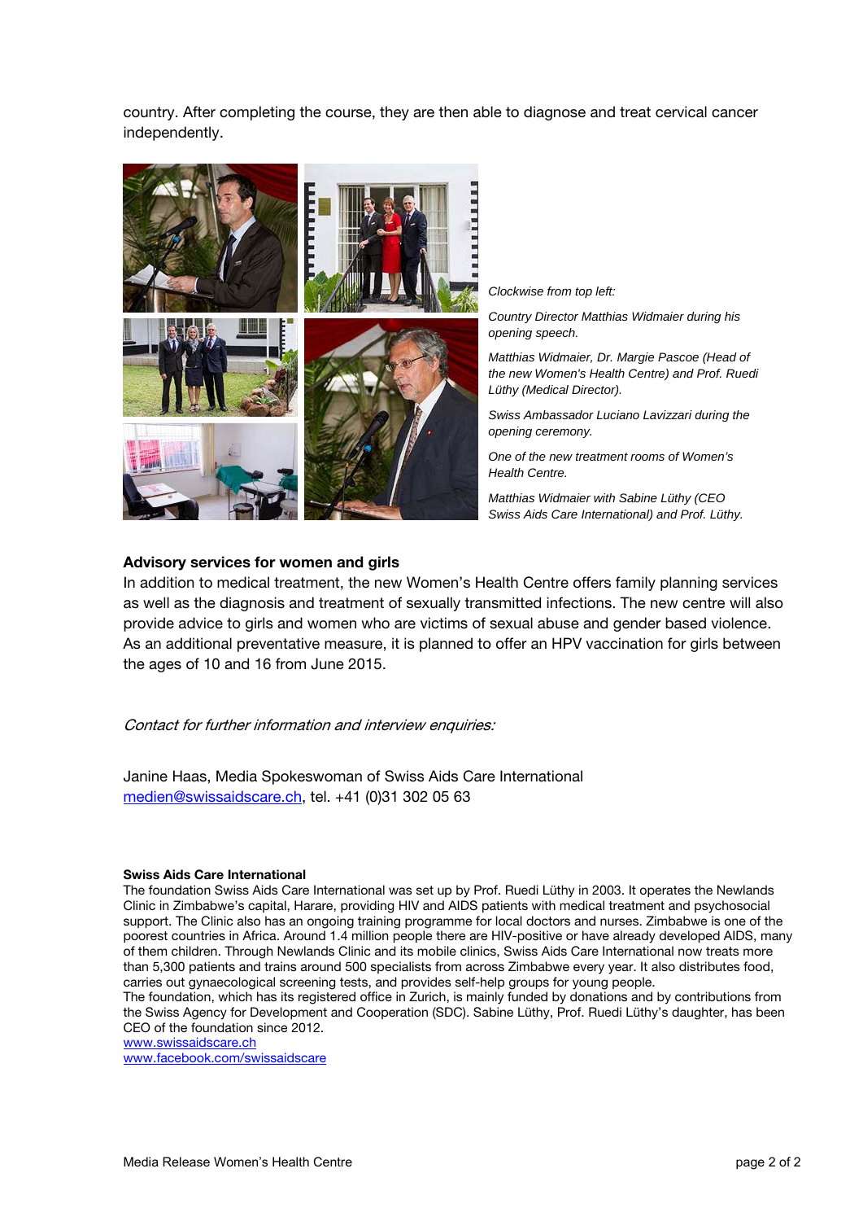country. After completing the course, they are then able to diagnose and treat cervical cancer independently.

*Clockwise from top left:*

*Country Director Matthias Widmaier during his opening speech.*

*Matthias Widmaier, Dr. Margie Pascoe (Head of the new Women's Health Centre) and Prof. Ruedi Lüthy (Medical Director).*

*Swiss Ambassador Luciano Lavizzari during the opening ceremony.*

*One of the new treatment rooms of Women's Health Centre.*

*Matthias Widmaier with Sabine Lüthy (CEO Swiss Aids Care International) and Prof. Lüthy.*

**Advisory services for women and girls**

In addition to medical treatment, the new Women's Health Centre offers family planning services as well as the diagnosis and treatment of sexually transmitted infections. The new centre will also provide advice to girls and women who are victims of sexual abuse and gender based violence. As an additional preventative measure, it is planned to offer an HPV vaccination for girls between the ages of 10 and 16 from June 2015.

*Contact for further information and interview enquiries:*

Janine Haas, Media Spokeswoman of Swiss Aids Care International
medien@swissaidscare.ch, tel. +41 (0)31 302 05 63

**Swiss Aids Care International**

The foundation Swiss Aids Care International was set up by Prof. Ruedi Lüthy in 2003. It operates the Newlands Clinic in Zimbabwe's capital, Harare, providing HIV and AIDS patients with medical treatment and psychosocial support. The Clinic also has an ongoing training programme for local doctors and nurses. Zimbabwe is one of the poorest countries in Africa. Around 1.4 million people there are HIV-positive or have already developed AIDS, many of them children. Through Newlands Clinic and its mobile clinics, Swiss Aids Care International now treats more than 5,300 patients and trains around 500 specialists from across Zimbabwe every year. It also distributes food, carries out gynaecological screening tests, and provides self-help groups for young people.
The foundation, which has its registered office in Zurich, is mainly funded by donations and by contributions from the Swiss Agency for Development and Cooperation (SDC). Sabine Lüthy, Prof. Ruedi Lüthy's daughter, has been CEO of the foundation since 2012.
www.swissaidscare.ch
www.facebook.com/swissaidscare